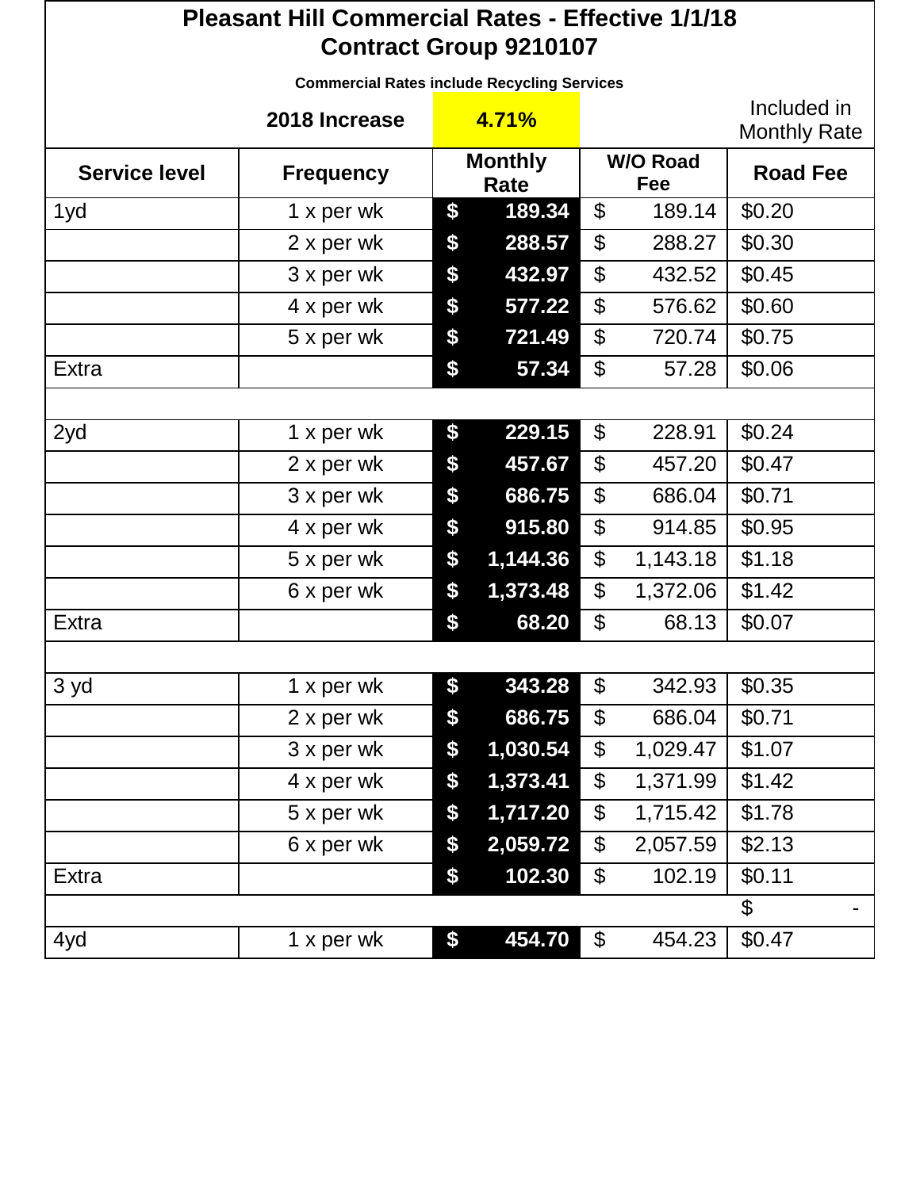# Pleasant Hill Commercial Rates - Effective 1/1/18
## Contract Group 9210107

**Commercial Rates include Recycling Services**

| | **2018 Increase** | **4.71%** | | Included in Monthly Rate |
|---|---|---|---|---|
| **Service level** | **Frequency** | **Monthly Rate** | **W/O Road Fee** | **Road Fee** |
| 1yd | 1 x per wk | $ 189.34 | $ 189.14 | $0.20 |
| | 2 x per wk | $ 288.57 | $ 288.27 | $0.30 |
| | 3 x per wk | $ 432.97 | $ 432.52 | $0.45 |
| | 4 x per wk | $ 577.22 | $ 576.62 | $0.60 |
| | 5 x per wk | $ 721.49 | $ 720.74 | $0.75 |
| Extra | | $ 57.34 | $ 57.28 | $0.06 |
| | | | | |
| 2yd | 1 x per wk | $ 229.15 | $ 228.91 | $0.24 |
| | 2 x per wk | $ 457.67 | $ 457.20 | $0.47 |
| | 3 x per wk | $ 686.75 | $ 686.04 | $0.71 |
| | 4 x per wk | $ 915.80 | $ 914.85 | $0.95 |
| | 5 x per wk | $ 1,144.36 | $ 1,143.18 | $1.18 |
| | 6 x per wk | $ 1,373.48 | $ 1,372.06 | $1.42 |
| Extra | | $ 68.20 | $ 68.13 | $0.07 |
| | | | | |
| 3 yd | 1 x per wk | $ 343.28 | $ 342.93 | $0.35 |
| | 2 x per wk | $ 686.75 | $ 686.04 | $0.71 |
| | 3 x per wk | $ 1,030.54 | $ 1,029.47 | $1.07 |
| | 4 x per wk | $ 1,373.41 | $ 1,371.99 | $1.42 |
| | 5 x per wk | $ 1,717.20 | $ 1,715.42 | $1.78 |
| | 6 x per wk | $ 2,059.72 | $ 2,057.59 | $2.13 |
| Extra | | $ 102.30 | $ 102.19 | $0.11 |
| | | | | $ - |
| 4yd | 1 x per wk | $ 454.70 | $ 454.23 | $0.47 |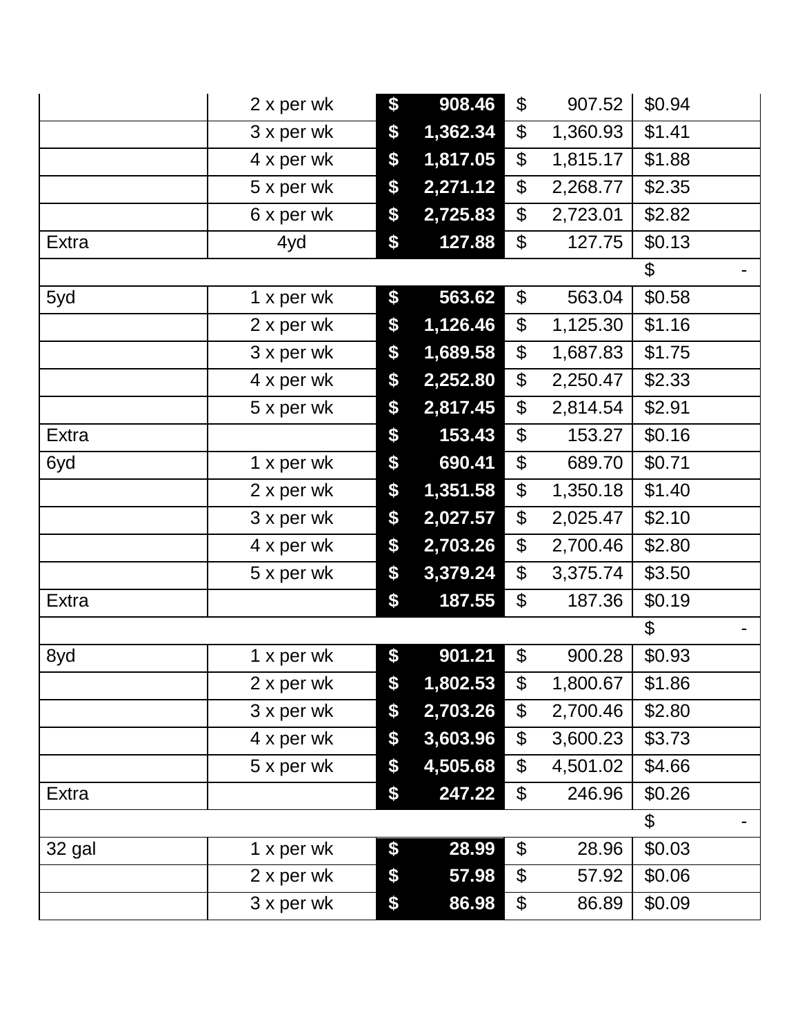| | | | | |
|---|---|---|---|---|
| | 2 x per wk | **$ 908.46** | $ 907.52 | $0.94 |
| | 3 x per wk | **$ 1,362.34** | $ 1,360.93 | $1.41 |
| | 4 x per wk | **$ 1,817.05** | $ 1,815.17 | $1.88 |
| | 5 x per wk | **$ 2,271.12** | $ 2,268.77 | $2.35 |
| | 6 x per wk | **$ 2,725.83** | $ 2,723.01 | $2.82 |
| Extra | 4yd | **$ 127.88** | $ 127.75 | $0.13 |
| | | | | $ - |
| 5yd | 1 x per wk | **$ 563.62** | $ 563.04 | $0.58 |
| | 2 x per wk | **$ 1,126.46** | $ 1,125.30 | $1.16 |
| | 3 x per wk | **$ 1,689.58** | $ 1,687.83 | $1.75 |
| | 4 x per wk | **$ 2,252.80** | $ 2,250.47 | $2.33 |
| | 5 x per wk | **$ 2,817.45** | $ 2,814.54 | $2.91 |
| Extra | | **$ 153.43** | $ 153.27 | $0.16 |
| 6yd | 1 x per wk | **$ 690.41** | $ 689.70 | $0.71 |
| | 2 x per wk | **$ 1,351.58** | $ 1,350.18 | $1.40 |
| | 3 x per wk | **$ 2,027.57** | $ 2,025.47 | $2.10 |
| | 4 x per wk | **$ 2,703.26** | $ 2,700.46 | $2.80 |
| | 5 x per wk | **$ 3,379.24** | $ 3,375.74 | $3.50 |
| Extra | | **$ 187.55** | $ 187.36 | $0.19 |
| | | | | $ - |
| 8yd | 1 x per wk | **$ 901.21** | $ 900.28 | $0.93 |
| | 2 x per wk | **$ 1,802.53** | $ 1,800.67 | $1.86 |
| | 3 x per wk | **$ 2,703.26** | $ 2,700.46 | $2.80 |
| | 4 x per wk | **$ 3,603.96** | $ 3,600.23 | $3.73 |
| | 5 x per wk | **$ 4,505.68** | $ 4,501.02 | $4.66 |
| Extra | | **$ 247.22** | $ 246.96 | $0.26 |
| | | | | $ - |
| 32 gal | 1 x per wk | **$ 28.99** | $ 28.96 | $0.03 |
| | 2 x per wk | **$ 57.98** | $ 57.92 | $0.06 |
| | 3 x per wk | **$ 86.98** | $ 86.89 | $0.09 |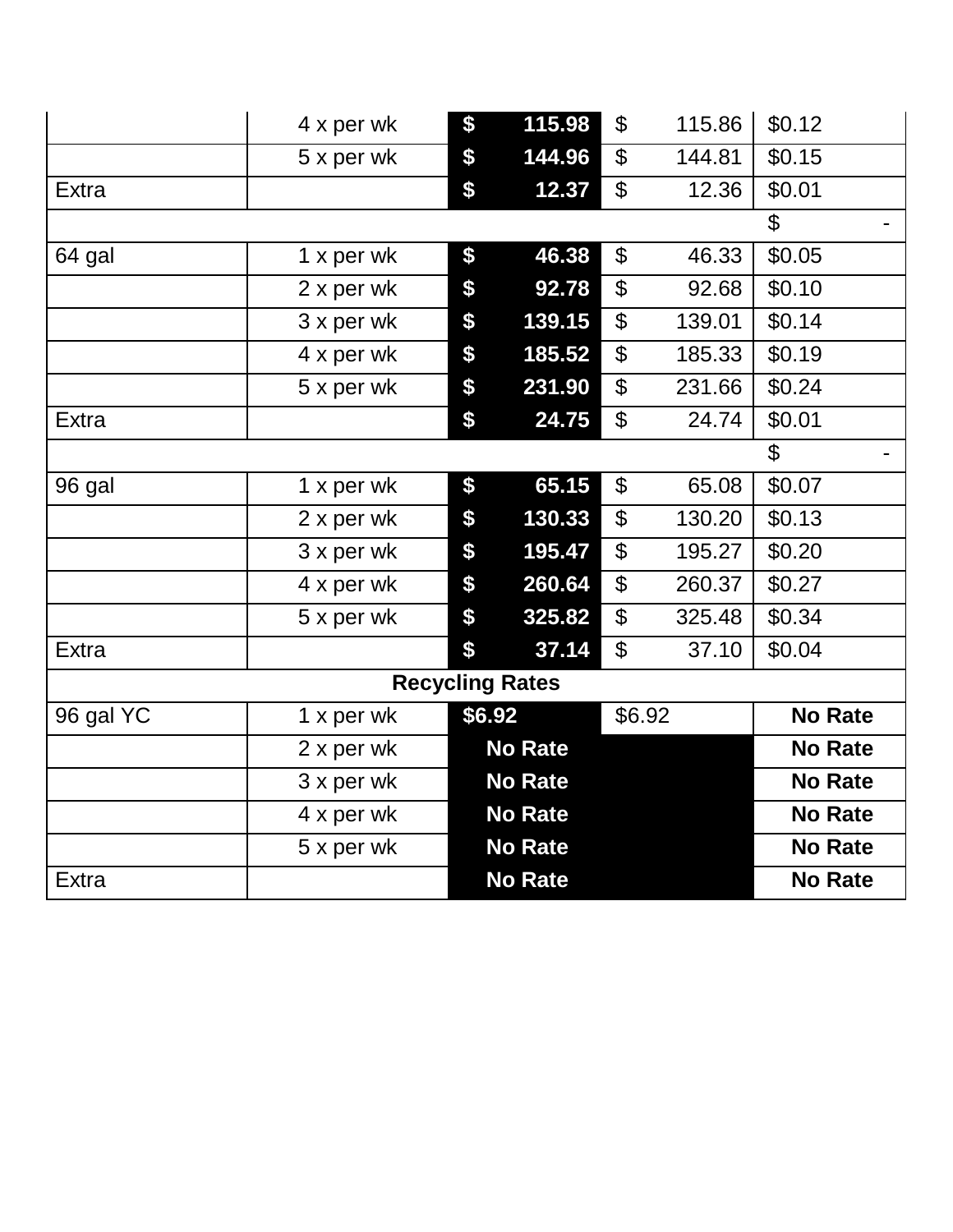| | | | | |
|---|---|---|---|---|
| | 4 x per wk | $ 115.98 | $ 115.86 | $0.12 |
| | 5 x per wk | $ 144.96 | $ 144.81 | $0.15 |
| Extra | | $ 12.37 | $ 12.36 | $0.01 |
| | | | | $ - |
| 64 gal | 1 x per wk | $ 46.38 | $ 46.33 | $0.05 |
| | 2 x per wk | $ 92.78 | $ 92.68 | $0.10 |
| | 3 x per wk | $ 139.15 | $ 139.01 | $0.14 |
| | 4 x per wk | $ 185.52 | $ 185.33 | $0.19 |
| | 5 x per wk | $ 231.90 | $ 231.66 | $0.24 |
| Extra | | $ 24.75 | $ 24.74 | $0.01 |
| | | | | $ - |
| 96 gal | 1 x per wk | $ 65.15 | $ 65.08 | $0.07 |
| | 2 x per wk | $ 130.33 | $ 130.20 | $0.13 |
| | 3 x per wk | $ 195.47 | $ 195.27 | $0.20 |
| | 4 x per wk | $ 260.64 | $ 260.37 | $0.27 |
| | 5 x per wk | $ 325.82 | $ 325.48 | $0.34 |
| Extra | | $ 37.14 | $ 37.10 | $0.04 |
| **Recycling Rates** | | | | |
| 96 gal YC | 1 x per wk | $6.92 | $6.92 | **No Rate** |
| | 2 x per wk | **No Rate** | | **No Rate** |
| | 3 x per wk | **No Rate** | | **No Rate** |
| | 4 x per wk | **No Rate** | | **No Rate** |
| | 5 x per wk | **No Rate** | | **No Rate** |
| Extra | | **No Rate** | | **No Rate** |